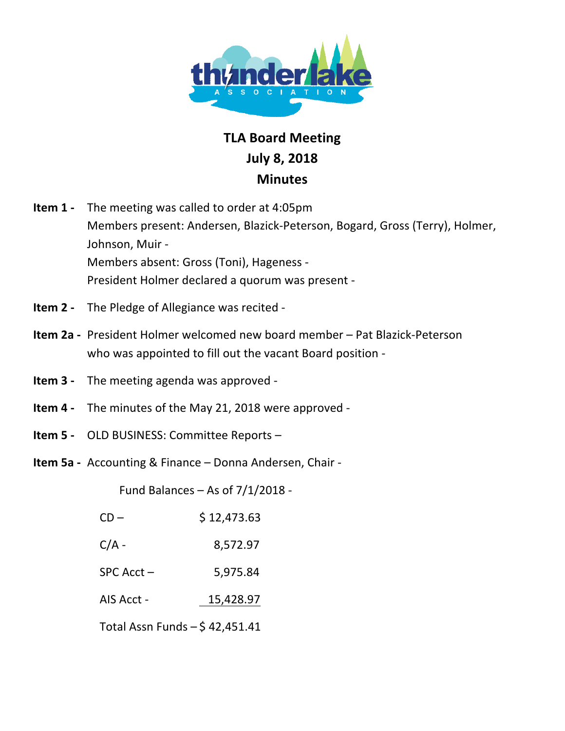# TLA Board Meeting
## July 8, 2018
## Minutes

**Item 1 -** The meeting was called to order at 4:05pm
Members present: Andersen, Blazick-Peterson, Bogard, Gross (Terry), Holmer, Johnson, Muir -
Members absent: Gross (Toni), Hageness -
President Holmer declared a quorum was present -

**Item 2 -** The Pledge of Allegiance was recited -

**Item 2a -** President Holmer welcomed new board member – Pat Blazick-Peterson who was appointed to fill out the vacant Board position -

**Item 3 -** The meeting agenda was approved -

**Item 4 -** The minutes of the May 21, 2018 were approved -

**Item 5 -** OLD BUSINESS: Committee Reports –

**Item 5a -** Accounting & Finance – Donna Andersen, Chair -

Fund Balances – As of 7/1/2018 -

| | |
|---|---|
| CD – | $ 12,473.63 |
| C/A - | 8,572.97 |
| SPC Acct – | 5,975.84 |
| AIS Acct - | 15,428.97 |
| Total Assn Funds – | $ 42,451.41 |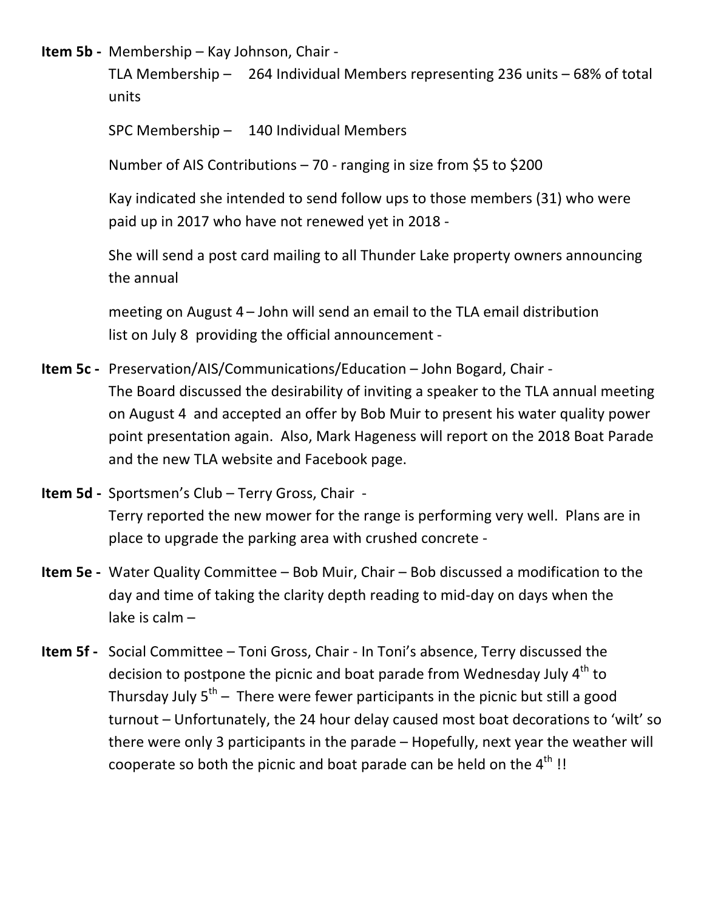**Item 5b -** Membership – Kay Johnson, Chair -

TLA Membership – 264 Individual Members representing 236 units – 68% of total units

SPC Membership – 140 Individual Members

Number of AIS Contributions – 70 - ranging in size from $5 to $200

Kay indicated she intended to send follow ups to those members (31) who were paid up in 2017 who have not renewed yet in 2018 -

She will send a post card mailing to all Thunder Lake property owners announcing the annual

meeting on August 4 – John will send an email to the TLA email distribution list on July 8 providing the official announcement -

**Item 5c -** Preservation/AIS/Communications/Education – John Bogard, Chair -
The Board discussed the desirability of inviting a speaker to the TLA annual meeting on August 4 and accepted an offer by Bob Muir to present his water quality power point presentation again. Also, Mark Hageness will report on the 2018 Boat Parade and the new TLA website and Facebook page.

**Item 5d -** Sportsmen's Club – Terry Gross, Chair -
Terry reported the new mower for the range is performing very well. Plans are in place to upgrade the parking area with crushed concrete -

**Item 5e -** Water Quality Committee – Bob Muir, Chair – Bob discussed a modification to the day and time of taking the clarity depth reading to mid-day on days when the lake is calm –

**Item 5f -** Social Committee – Toni Gross, Chair - In Toni's absence, Terry discussed the decision to postpone the picnic and boat parade from Wednesday July 4th to Thursday July 5th – There were fewer participants in the picnic but still a good turnout – Unfortunately, the 24 hour delay caused most boat decorations to 'wilt' so there were only 3 participants in the parade – Hopefully, next year the weather will cooperate so both the picnic and boat parade can be held on the 4th !!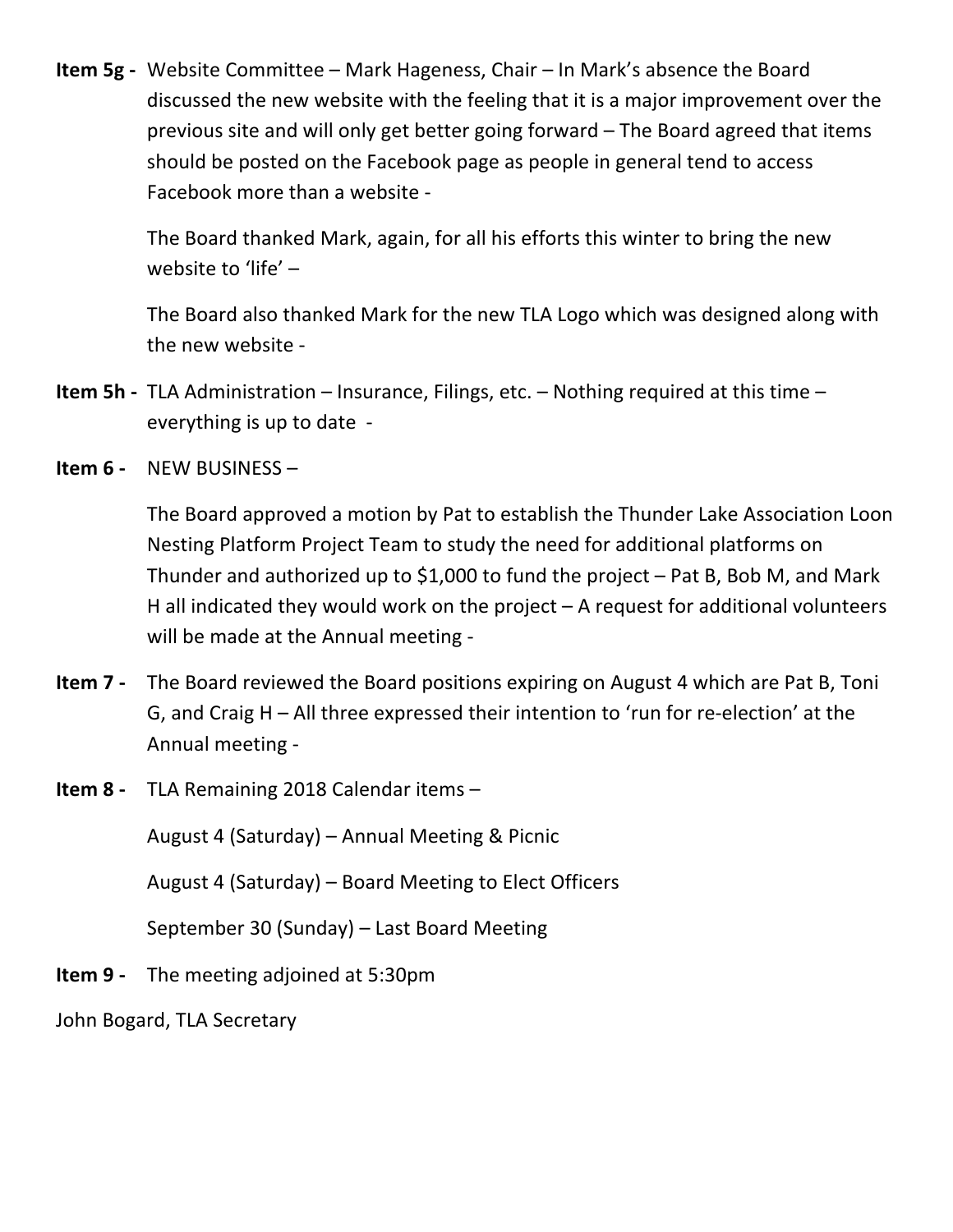**Item 5g -** Website Committee – Mark Hageness, Chair – In Mark's absence the Board discussed the new website with the feeling that it is a major improvement over the previous site and will only get better going forward – The Board agreed that items should be posted on the Facebook page as people in general tend to access Facebook more than a website -

The Board thanked Mark, again, for all his efforts this winter to bring the new website to 'life' –

The Board also thanked Mark for the new TLA Logo which was designed along with the new website -

**Item 5h -** TLA Administration – Insurance, Filings, etc. – Nothing required at this time – everything is up to date -

**Item 6 -** NEW BUSINESS –

The Board approved a motion by Pat to establish the Thunder Lake Association Loon Nesting Platform Project Team to study the need for additional platforms on Thunder and authorized up to $1,000 to fund the project – Pat B, Bob M, and Mark H all indicated they would work on the project – A request for additional volunteers will be made at the Annual meeting -

**Item 7 -** The Board reviewed the Board positions expiring on August 4 which are Pat B, Toni G, and Craig H – All three expressed their intention to 'run for re-election' at the Annual meeting -

**Item 8 -** TLA Remaining 2018 Calendar items –

August 4 (Saturday) – Annual Meeting & Picnic

August 4 (Saturday) – Board Meeting to Elect Officers

September 30 (Sunday) – Last Board Meeting

**Item 9 -** The meeting adjioned at 5:30pm

John Bogard, TLA Secretary